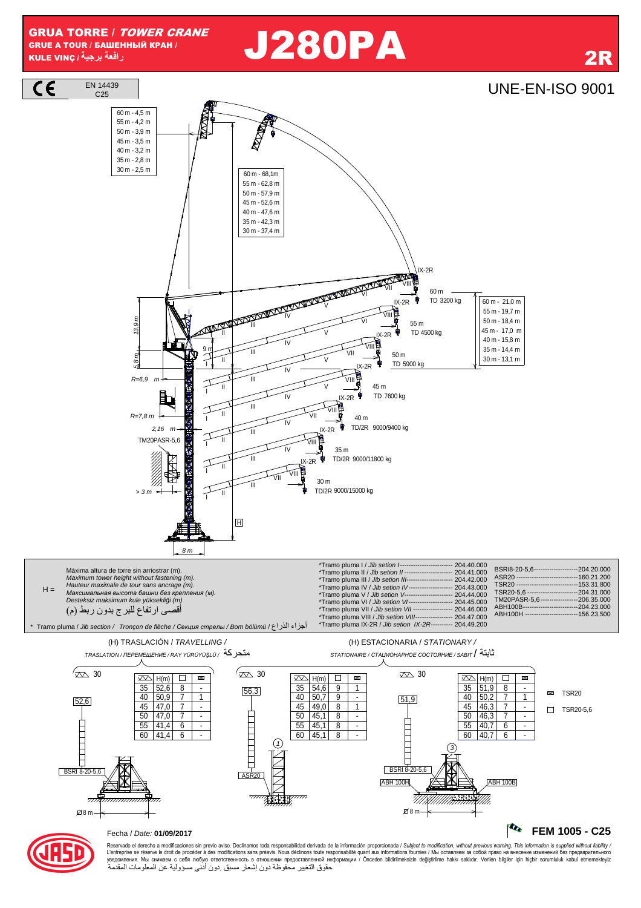# GRUA TORRE / *TOWER CRANE*

GRUE A TOUR / БАШЕННЫЙ КРАН / KULE VINÇ / رافعة برجية

# J280PA

**2R**

CE — EN 14439 C25

UNE-EN-ISO 9001

| |
|---|
| 60 m - 4,5 m |
| 55 m - 4,2 m |
| 50 m - 3,9 m |
| 45 m - 3,5 m |
| 40 m - 3,2 m |
| 35 m - 2,8 m |
| 30 m - 2,5 m |

| |
|---|
| 60 m - 68,1m |
| 55 m - 62,8 m |
| 50 m - 57,9 m |
| 45 m - 52,6 m |
| 40 m - 47,6 m |
| 35 m - 42,3 m |
| 30 m - 37,4 m |

| |
|---|
| 60 m - 21,0 m |
| 55 m - 19,7 m |
| 50 m - 18,4 m |
| 45 m - 17,0 m |
| 40 m - 15,8 m |
| 35 m - 14,4 m |
| 30 m - 13,1 m |

- 60 m — TD 3200 kg
- 55 m — TD 4500 kg
- 50 m — TD 5900 kg
- 45 m — TD 7600 kg
- 40 m — TD/2R 9000/9400 kg
- 35 m — TD/2R 9000/11800 kg
- 30 m — TD/2R 9000/15000 kg

13,9 m; 5,8 m; 9 m; R=6,9 m; R=7,8 m; 2,16 m; TM20PASR-5,6; > 3 m; 8 m; H

H = Máxima altura de torre sin arriostrar (m). *Maximum tower height without fastening (m).* *Hauteur maximale de tour sans ancrage (m).* *Максимальная высота башни без крепления (м).* *Desteksiz maksimum kule yüksekliği (m)* أقصى ارتفاع للبرج بدون ربط (م)

\* Tramo pluma / *Jib section / Tronçon de flèche / Секция стрелы / Bom bölümü* / أجزاء الذراع

- *Tramo pluma I / *Jib setion I* ------ 204.40.000
- *Tramo pluma II / *Jib setion II* ------ 204.41.000
- *Tramo pluma III / *Jib setion III* ------ 204.42.000
- *Tramo pluma IV / *Jib setion IV* ------ 204.43.000
- *Tramo pluma V / *Jib setion V* ------ 204.44.000
- *Tramo pluma VI / *Jib setion VI* ------ 204.45.000
- *Tramo pluma VII / *Jib setion VII* ------ 204.46.000
- *Tramo pluma VIII / *Jib setion VIII* ------ 204.47.000
- *Tramo pluma IX-2R / *Jib setion IX-2R* ------ 204.49.200

- BSRI8-20-5,6 ------ 204.20.000
- ASR20 ------ 160.21.200
- TSR20 ------ 153.31.800
- TSR20-5,6 ------ 204.31.000
- TM20PASR-5,6 ------ 206.35.000
- ABH100B ------ 204.23.000
- ABH100H ------ 156.23.500

## (H) TRASLACIÓN / *TRAVELLING* / *TRASLATION / ПЕРЕМЕЩЕНИЕ / RAY YÜRÜYÜŞLÜ* / متحركة

30 — 52,6 — BSRI 8-20-5,6 — Ø8 m

| ⚠ | H(m) | □ | ⊠ |
|---|---|---|---|
| 35 | 52,6 | 8 | - |
| 40 | 50,9 | 7 | 1 |
| 45 | 47,0 | 7 | - |
| 50 | 47,0 | 7 | - |
| 55 | 41,4 | 6 | - |
| 60 | 41,4 | 6 | - |

## (H) ESTACIONARIA / *STATIONARY* / *STATIONAIRE / СТАЦИОНАРНОЕ СОСТОЯНИЕ / SABIT* / ثابتة

30 — 56,3 — ASR20 — (1)

| ⚠ | H(m) | □ | ⊠ |
|---|---|---|---|
| 35 | 54,6 | 9 | 1 |
| 40 | 50,7 | 9 | - |
| 45 | 49,0 | 8 | 1 |
| 50 | 45,1 | 8 | - |
| 55 | 45,1 | 8 | - |
| 60 | 45,1 | 8 | - |

30 — 51,9 — BSRI 8-20-5,6 — ABH 100H — ABH 100B — (3) — Ø8 m

| ⚠ | H(m) | □ | ⊠ |
|---|---|---|---|
| 35 | 51,9 | 8 | - |
| 40 | 50,2 | 7 | 1 |
| 45 | 46,3 | 7 | - |
| 50 | 46,3 | 7 | - |
| 55 | 40,7 | 6 | - |
| 60 | 40,7 | 6 | - |

⊠ TSR20

□ TSR20-5,6

Fecha / *Date:* **01/09/2017**

**FEM 1005 - C25**

Reservado el derecho a modificaciones sin previo aviso. Declinamos toda responsabilidad derivada de la información proporcionada / *Subject to modification, without previous warning. This information is supplied without liability* / L'entreprise se réserve le droit de procéder à des modifications sans préavis. Nous déclinons toute responsabilité quant aux informations fournies / Мы оставляем за собой право на внесение изменений без предварительного уведомления. Мы снимаем с себя любую ответственность в отношении предоставленной информации / Önceden bildirilmeksizin değiştirilme hakkı saklıdır. Verilen bilgiler için hiçbir sorumluluk kabul etmemekteyiz

حقوق التغيير محفوظة دون إشعار مسبق .دون أدنى مسؤولية عن المعلومات المقدمة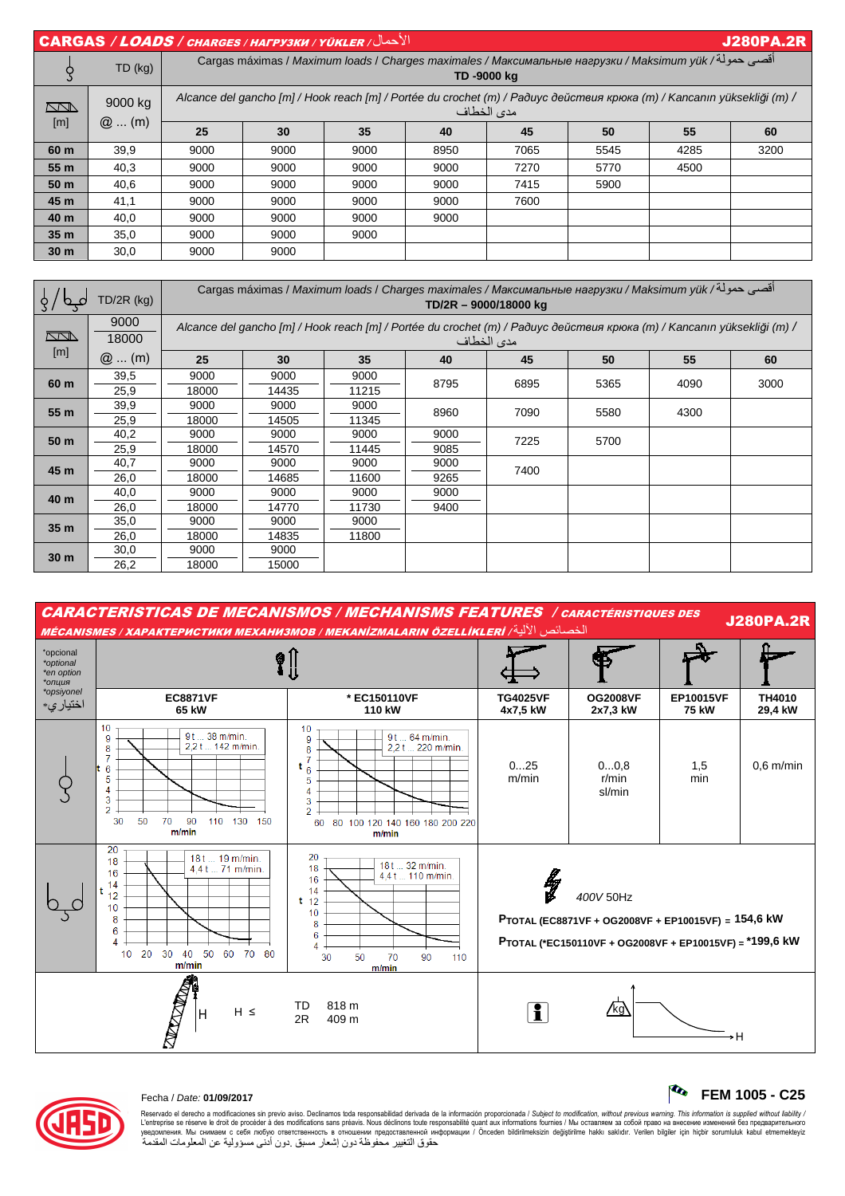## CARGAS / *LOADS* / *CHARGES* / *НАГРУЗКИ* / *YÜKLER* / الأحمال — J280PA.2R

| | TD (kg) | Cargas máximas / *Maximum loads* / *Charges maximales* / *Максимальные нагрузки* / *Maksimum yük* / أقصى حمولة **TD -9000 kg** | | | | | | | |
|---|---|---|---|---|---|---|---|---|---|
| [m] | 9000 kg @ … (m) | Alcance del gancho [m] / *Hook reach [m]* / *Portée du crochet (m)* / *Радиус действия крюка (m)* / *Kancanın yüksekliği (m)* / مدى الخطاف | | | | | | | |
| | | 25 | 30 | 35 | 40 | 45 | 50 | 55 | 60 |
| **60 m** | 39,9 | 9000 | 9000 | 9000 | 8950 | 7065 | 5545 | 4285 | 3200 |
| **55 m** | 40,3 | 9000 | 9000 | 9000 | 9000 | 7270 | 5770 | 4500 | |
| **50 m** | 40,6 | 9000 | 9000 | 9000 | 9000 | 7415 | 5900 | | |
| **45 m** | 41,1 | 9000 | 9000 | 9000 | 9000 | 7600 | | | |
| **40 m** | 40,0 | 9000 | 9000 | 9000 | 9000 | | | | |
| **35 m** | 35,0 | 9000 | 9000 | 9000 | | | | | |
| **30 m** | 30,0 | 9000 | 9000 | | | | | | |

| | TD/2R (kg) | Cargas máximas / *Maximum loads* / *Charges maximales* / *Максимальные нагрузки* / *Maksimum yük* / أقصى حمولة **TD/2R – 9000/18000 kg** | | | | | | | |
|---|---|---|---|---|---|---|---|---|---|
| [m] | 9000 / 18000 @ … (m) | Alcance del gancho [m] / *Hook reach [m]* / *Portée du crochet (m)* / *Радиус действия крюка (m)* / *Kancanın yüksekliği (m)* / مدى الخطاف | | | | | | | |
| | | 25 | 30 | 35 | 40 | 45 | 50 | 55 | 60 |
| **60 m** | 39,5 | 9000 | 9000 | 9000 | 8795 | 6895 | 5365 | 4090 | 3000 |
| | 25,9 | 18000 | 14435 | 11215 | | | | | |
| **55 m** | 39,9 | 9000 | 9000 | 9000 | 8960 | 7090 | 5580 | 4300 | |
| | 25,9 | 18000 | 14505 | 11345 | | | | | |
| **50 m** | 40,2 | 9000 | 9000 | 9000 | 9000 | 7225 | 5700 | | |
| | 25,9 | 18000 | 14570 | 11445 | 9085 | | | | |
| **45 m** | 40,7 | 9000 | 9000 | 9000 | 9000 | 7400 | | | |
| | 26,0 | 18000 | 14685 | 11600 | 9265 | | | | |
| **40 m** | 40,0 | 9000 | 9000 | 9000 | 9000 | | | | |
| | 26,0 | 18000 | 14770 | 11730 | 9400 | | | | |
| **35 m** | 35,0 | 9000 | 9000 | 9000 | | | | | |
| | 26,0 | 18000 | 14835 | 11800 | | | | | |
| **30 m** | 30,0 | 9000 | 9000 | | | | | | |
| | 26,2 | 18000 | 15000 | | | | | | |

## CARACTERISTICAS DE MECANISMOS / *MECHANISMS FEATURES* / *CARACTÉRISTIQUES DES MÉCANISMES* / *ХАРАКТЕРИСТИКИ МЕХАНИЗМОВ* / *MEKANİZMALARIN ÖZELLİKLERİ* / الخصائص الآلية — J280PA.2R

*opcional / *optional / *en option / *опция / *opsiyonel / اختياري*

| | **EC8871VF 65 kW** | *** EC150110VF 110 kW** | **TG4025VF 4x7,5 kW** | **OG2008VF 2x7,3 kW** | **EP10015VF 75 kW** | **TH4010 29,4 kW** |
|---|---|---|---|---|---|---|
| Simple | 9 t … 38 m/min. / 2,2 t … 142 m/min. | 9 t … 64 m/min. / 2,2 t … 220 m/min. | 0…25 m/min | 0…0,8 r/min sl/min | 1,5 min | 0,6 m/min |
| Doble | 18 t … 19 m/min. / 4,4 t … 71 m/min. | 18 t … 32 m/min. / 4,4 t … 110 m/min. | 400V 50Hz | | | |

P TOTAL (EC8871VF + OG2008VF + EP10015VF) = **154,6 kW**

P TOTAL (*EC150110VF + OG2008VF + EP10015VF) = ***199,6 kW**

H ≤ TD 818 m; 2R 409 m

Fecha / *Date:* **01/09/2017**

**FEM 1005 - C25**

Reservado el derecho a modificaciones sin previo aviso. Declinamos toda responsabilidad derivada de la información proporcionada / *Subject to modification, without previous warning. This information is supplied without liability* / L'entreprise se réserve le droit de procéder à des modifications sans préavis. Nous déclinons toute responsabilité quant aux informations fournies / Мы оставляем за собой право на внесение изменений без предварительного уведомления. Мы снимаем с себя любую ответственность в отношении предоставленной информации / Önceden bildirilmeksizin değiştirilme hakkı saklıdır. Verilen bilgiler için hiçbir sorumluluk kabul etmemekteyiz حقوق التغيير محفوظة دون إشعار مسبق .دون أدنى مسؤولية عن المعلومات المقدمة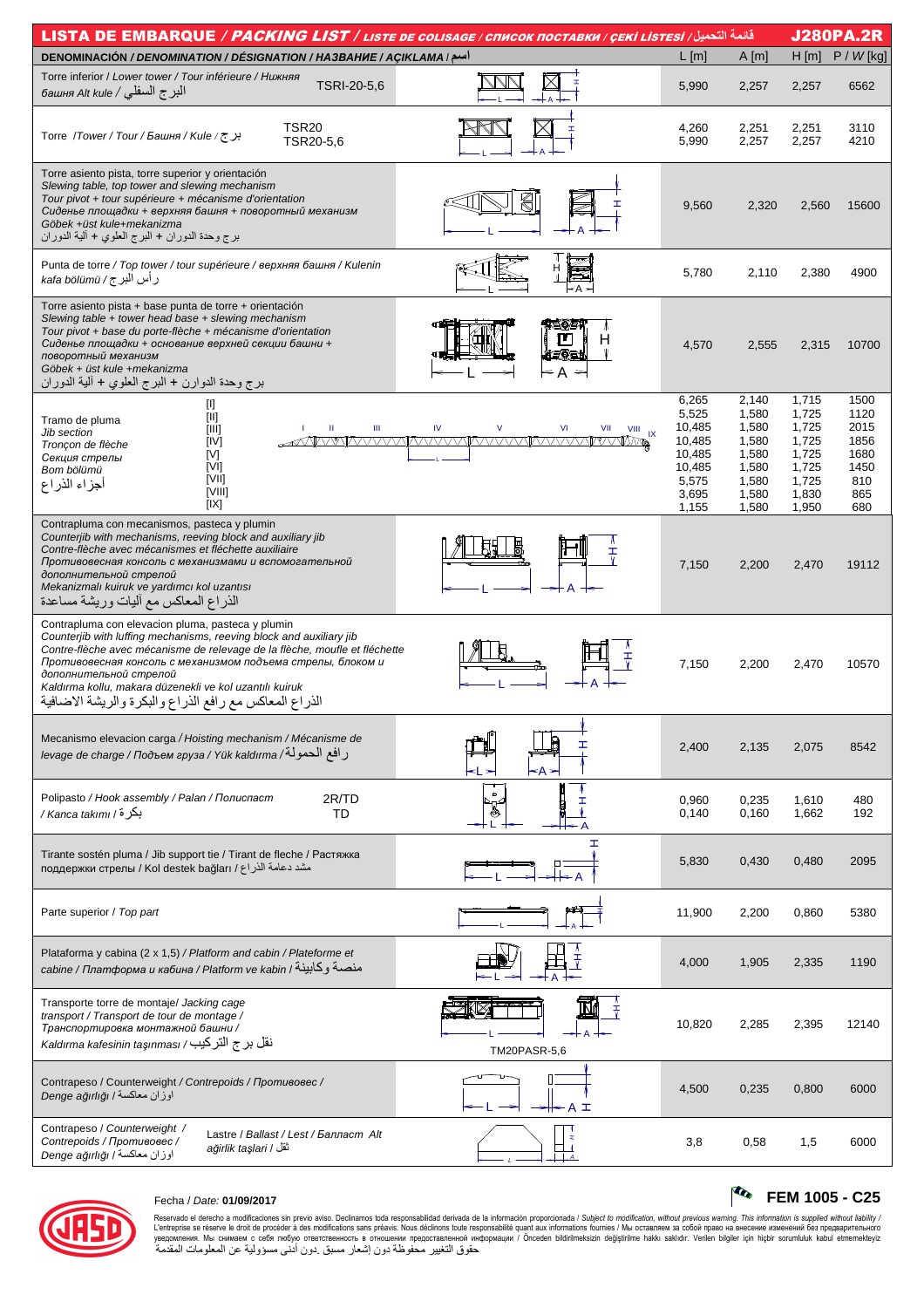# LISTA DE EMBARQUE / *PACKING LIST* / *LISTE DE COLISAGE / СПИСОК ПОСТАВКИ / ÇEKİ LİSTESİ* / قائمة التحميل — J280PA.2R

| DENOMINACIÓN / *DENOMINATION / DÉSIGNATION / НАЗВАНИЕ / AÇIKLAMA* / اسم | | L [m] | A [m] | H [m] | P / *W* [kg] |
|---|---|---|---|---|---|
| Torre inferior / *Lower tower / Tour inférieure / Нижняя башня Alt kule* / البرج السفلي | TSRI-20-5,6 | 5,990 | 2,257 | 2,257 | 6562 |
| Torre /*Tower / Tour / Башня / Kule* / برج | TSR20 | 4,260 | 2,251 | 2,251 | 3110 |
| | TSR20-5,6 | 5,990 | 2,257 | 2,257 | 4210 |
| Torre asiento pista, torre superior y orientación *Slewing table, top tower and slewing mechanism Tour pivot + tour supérieure + mécanisme d'orientation Сиденье площадки + верхняя башня + поворотный механизм Göbek +üst kule+mekanizma* برج وحدة الدوران + البرج العلوي + آلية الدوران | | 9,560 | 2,320 | 2,560 | 15600 |
| Punta de torre / *Top tower / tour supérieure / верхняя башня / Kulenin kafa bölümü* / رأس البرج | | 5,780 | 2,110 | 2,380 | 4900 |
| Torre asiento pista + base punta de torre + orientación *Slewing table + tower head base + slewing mechanism Tour pivot + base du porte-flèche + mécanisme d'orientation Сиденье площадки + основание верхней секции башни + поворотный механизм Göbek + üst kule +mekanizma* برج وحدة الدوارن + البرج العلوي + آلية الدوران | | 4,570 | 2,555 | 2,315 | 10700 |
| Tramo de pluma *Jib section Tronçon de flèche Секция стрелы Bom bölümü* أجزاء الذراع | [I] | 6,265 | 2,140 | 1,715 | 1500 |
| | [II] | 5,525 | 1,580 | 1,725 | 1120 |
| | [III] | 10,485 | 1,580 | 1,725 | 2015 |
| | [IV] | 10,485 | 1,580 | 1,725 | 1856 |
| | [V] | 10,485 | 1,580 | 1,725 | 1680 |
| | [VI] | 10,485 | 1,580 | 1,725 | 1450 |
| | [VII] | 5,575 | 1,580 | 1,725 | 810 |
| | [VIII] | 3,695 | 1,580 | 1,830 | 865 |
| | [IX] | 1,155 | 1,580 | 1,950 | 680 |
| Contrapluma con mecanismos, pasteca y plumin *Counterjib with mechanisms, reeving block and auxiliary jib Contre-flèche avec mécanismes et fléchette auxiliaire Противовесная консоль с механизмами и вспомогательной дополнительной стрелой Mekanizmalı kuiruk ve yardımcı kol uzantısı* الذراع المعاكس مع آليات وريشة مساعدة | | 7,150 | 2,200 | 2,470 | 19112 |
| Contrapluma con elevacion pluma, pasteca y plumin *Counterjib with luffing mechanisms, reeving block and auxiliary jib Contre-flèche avec mécanisme de relevage de la flèche, moufle et fléchette Противовесная консоль с механизмом подъема стрелы, блоком и дополнительной стрелой Kaldırma kollu, makara düzenekli ve kol uzantılı kuiruk* الذراع المعاكس مع رافع الذراع والبكرة والريشة الاضافية | | 7,150 | 2,200 | 2,470 | 10570 |
| Mecanismo elevacion carga / *Hoisting mechanism / Mécanisme de levage de charge / Подъем груза / Yük kaldırma* / رافع الحمولة | | 2,400 | 2,135 | 2,075 | 8542 |
| Polipasto / *Hook assembly / Palan / Полиспаст / Kanca takımı* / بكرة | 2R/TD | 0,960 | 0,235 | 1,610 | 480 |
| | TD | 0,140 | 0,160 | 1,662 | 192 |
| Tirante sostén pluma / Jib support tie / Tirant de fleche / Растяжка поддержки стрелы / Kol destek bağları / مشد دعامة الذراع | | 5,830 | 0,430 | 0,480 | 2095 |
| Parte superior / *Top part* | | 11,900 | 2,200 | 0,860 | 5380 |
| Plataforma y cabina (2 x 1,5) / *Platform and cabin / Plateforme et cabine / Платформа и кабина / Platform ve kabin* / منصة وكابينة | | 4,000 | 1,905 | 2,335 | 1190 |
| Transporte torre de montaje/ *Jacking cage transport / Transport de tour de montage / Транспортировка монтажной башни / Kaldırma kafesinin taşınması* / نقل برج التركيب | TM20PASR-5,6 | 10,820 | 2,285 | 2,395 | 12140 |
| Contrapeso / *Counterweight / Contrepoids / Противовес / Denge ağırlığı* / اوزان معاكسة | | 4,500 | 0,235 | 0,800 | 6000 |
| Contrapeso / *Counterweight / Contrepoids / Противовес / Denge ağırlığı* / اوزان معاكسة | Lastre / *Ballast / Lest / Балласт Alt ağırlık taşlari* / ثقل | 3,8 | 0,58 | 1,5 | 6000 |

Fecha / *Date:* **01/09/2017**

**FEM 1005 - C25**

Reservado el derecho a modificaciones sin previo aviso. Declinamos toda responsabilidad derivada de la información proporcionada / *Subject to modification, without previous warning. This information is supplied without liability* / L'entreprise se réserve le droit de procéder à des modifications sans préavis. Nous déclinons toute responsabilité quant aux informations fournies / Мы оставляем за собой право на внесение изменений без предварительного уведомления. Мы снимаем с себя любую ответственность в отношении предоставленной информации / Önceden bildirilmeksizin değiştirilme hakkı saklıdır. Verilen bilgiler için hiçbir sorumluluk kabul etmemekteyiz
حقوق التغيير محفوظة دون إشعار مسبق .دون أدنى مسؤولية عن المعلومات المقدمة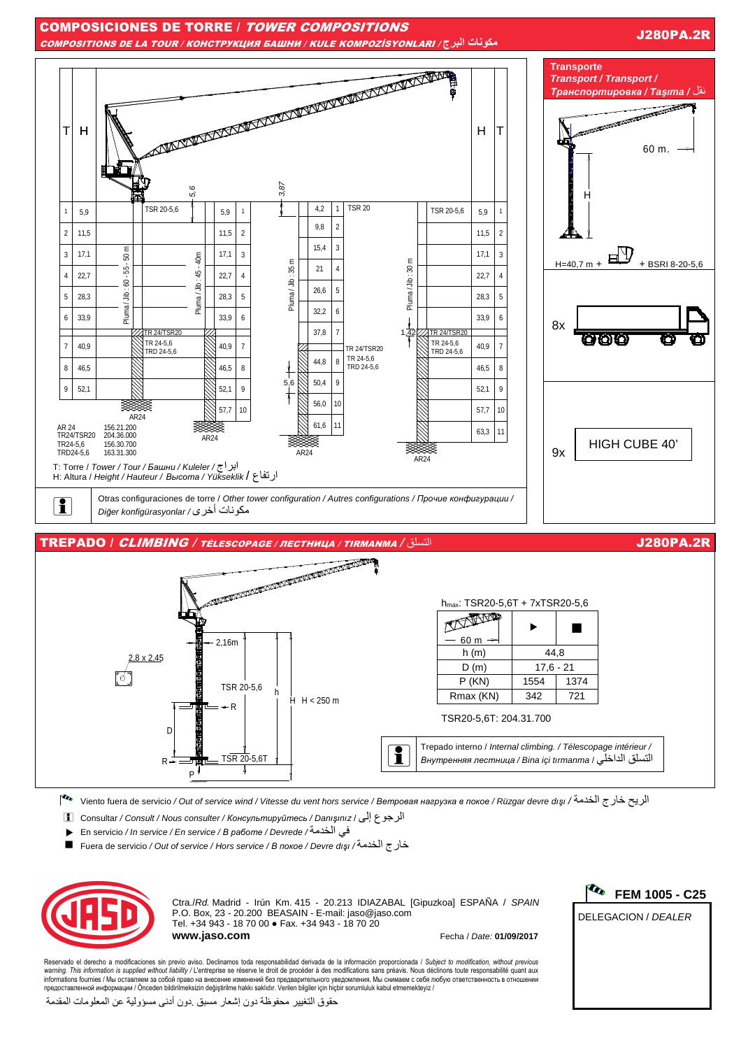# COMPOSICIONES DE TORRE / *TOWER COMPOSITIONS*

*COMPOSITIONS DE LA TOUR / КОНСТРУКЦИЯ БАШНИ / KULE KOMPOZİSYONLARI /* مكونات البرج

J280PA.2R

| T | H |
|---|---|
| 1 | 5,9 |
| 2 | 11,5 |
| 3 | 17,1 |
| 4 | 22,7 |
| 5 | 28,3 |
| 6 | 33,9 |
| 7 | 40,9 |
| 8 | 46,5 |
| 9 | 52,1 |
| 10 | 57,7 |
| 11 | 61,6 / 63,3 |

TSR 20-5,6

TSR 20

TR 24/TSR20

TR 24-5,6

TRD 24-5,6

AR24

Pluma / Jib : 60 - 55 - 50 m

Pluma / Jib : 45 - 40m

Pluma / Jib : 35 m

Pluma / Jib : 30 m

5,6

3,87

1,42

AR 24 156.21.200
TR24/TSR20 204.36.000
TR24-5,6 156.30.700
TRD24-5,6 163.31.300

T: Torre / *Tower / Tour / Башни / Kuleler /* ابراج
H: Altura / *Height / Hauteur / Высота / Yükseklik /* ارتفاع

Otras configuraciones de torre / *Other tower configuration / Autres configurations / Прочие конфигурации / Diğer konfigürasyonlar /* مكونات أخرى

## Transporte

*Transport / Transport / Транспортировка / Taşıma /* نقل

60 m.

H

H=40,7 m + + BSRI 8-20-5,6

8x

9x HIGH CUBE 40'

# TREPADO / *CLIMBING / TÉLESCOPAGE / ЛЕСТНИЦА / TIRMANMA /* التسلق

J280PA.2R

2,16m

2,8 x 2,45

TSR 20-5,6

TSR 20-5,6T

H  H < 250 m

h

D

R

P

$h_{max}$: TSR20-5,6T + 7xTSR20-5,6

| 60 m | ▶ | ■ |
|---|---|---|
| h (m) | 44,8 | |
| D (m) | 17,6 - 21 | |
| P (KN) | 1554 | 1374 |
| Rmax (KN) | 342 | 721 |

TSR20-5,6T: 204.31.700

Trepado interno / *Internal climbing. / Télescopage intérieur / Внутренняя лестница / Bina içi tırmanma /* التسلق الداخلي

Viento fuera de servicio / *Out of service wind / Vitesse du vent hors service / Ветровая нагрузка в покое / Rüzgar devre dışı /* الريح خارج الخدمة

Consultar / *Consult / Nous consulter / Консультируйтесь / Danışınız /* الرجوع إلى

▶ En servicio / *In service / En service / В работе / Devrede /* في الخدمة

■ Fuera de servicio / *Out of service / Hors service / В покое / Devre dışı /* خارج الخدمة

Ctra./*Rd.* Madrid - Irún Km. 415 - 20.213 IDIAZABAL [Gipuzkoa] ESPAÑA / *SPAIN*
P.O. Box, 23 - 20.200 BEASAIN - E-mail: jaso@jaso.com
Tel. +34 943 - 18 70 00 ● Fax. +34 943 - 18 70 20
**www.jaso.com**

Fecha / *Date:* **01/09/2017**

**FEM 1005 - C25**

DELEGACION / *DEALER*

Reservado el derecho a modificaciones sin previo aviso. Declinamos toda responsabilidad derivada de la información proporcionada / *Subject to modification, without previous warning. This information is supplied without liability* / L'entreprise se réserve le droit de procéder à des modifications sans préavis. Nous déclinons toute responsabilité quant aux informations fournies / Мы оставляем за собой право на внесение изменений без предварительного уведомления. Мы снимаем с себя любую ответственность в отношении предоставленной информации / Önceden bildirilmeksizin değiştirilme hakkı saklıdır. Verilen bilgiler için hiçbir sorumluluk kabul etmemekteyiz /

حقوق التغيير محفوظة دون إشعار مسبق .دون أدنى مسؤولية عن المعلومات المقدمة